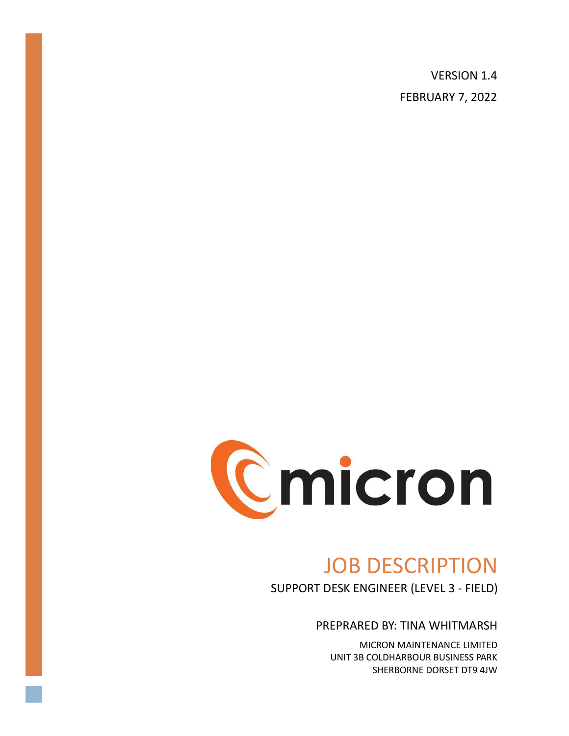VERSION 1.4

FEBRUARY 7, 2022

micron

# JOB DESCRIPTION

SUPPORT DESK ENGINEER (LEVEL 3 - FIELD)

PREPRARED BY: TINA WHITMARSH

MICRON MAINTENANCE LIMITED
UNIT 3B COLDHARBOUR BUSINESS PARK
SHERBORNE DORSET DT9 4JW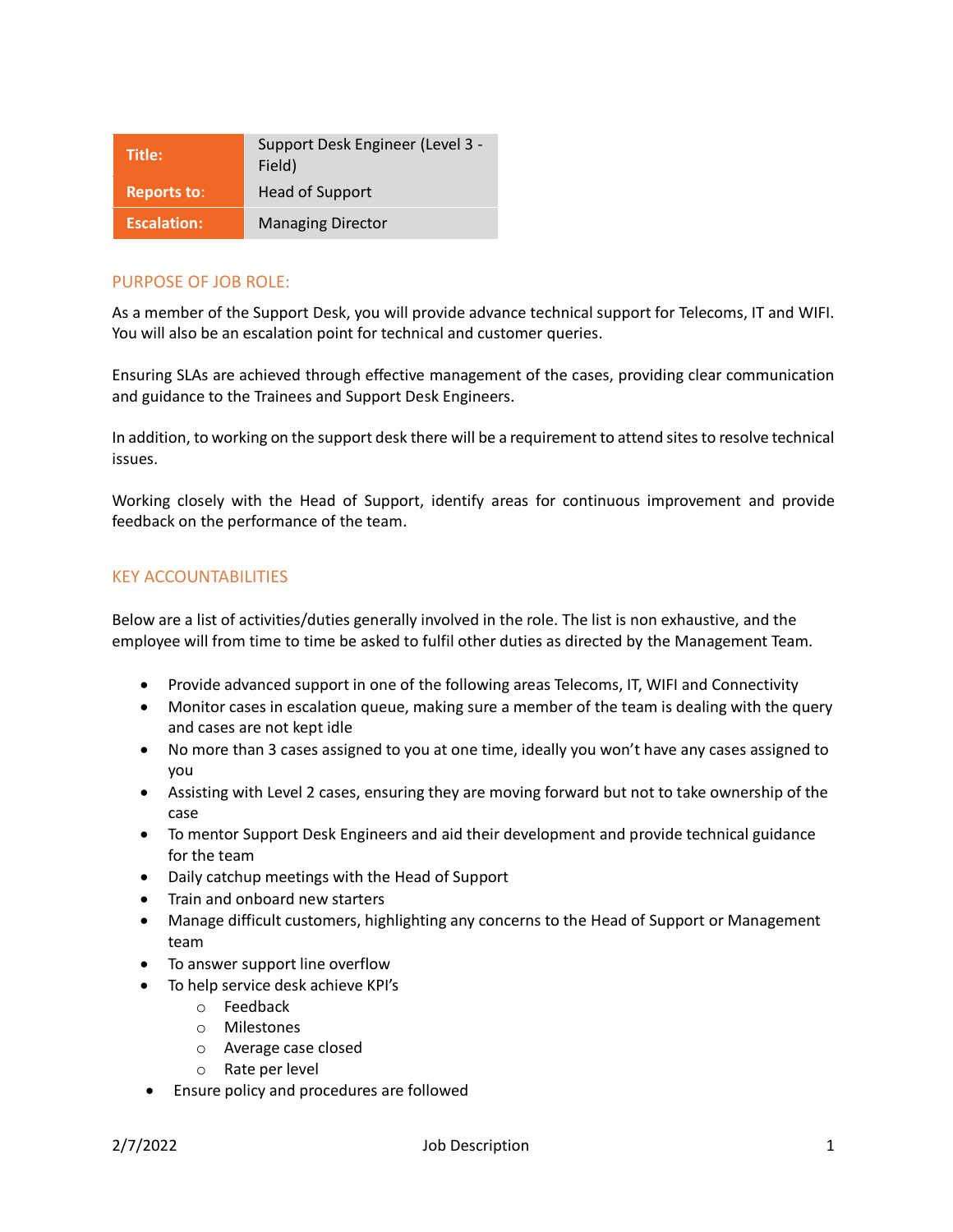| Title: | Support Desk Engineer (Level 3 - Field) |
|---|---|
| Reports to: | Head of Support |
| Escalation: | Managing Director |

## PURPOSE OF JOB ROLE:

As a member of the Support Desk, you will provide advance technical support for Telecoms, IT and WIFI. You will also be an escalation point for technical and customer queries.

Ensuring SLAs are achieved through effective management of the cases, providing clear communication and guidance to the Trainees and Support Desk Engineers.

In addition, to working on the support desk there will be a requirement to attend sites to resolve technical issues.

Working closely with the Head of Support, identify areas for continuous improvement and provide feedback on the performance of the team.

## KEY ACCOUNTABILITIES

Below are a list of activities/duties generally involved in the role. The list is non exhaustive, and the employee will from time to time be asked to fulfil other duties as directed by the Management Team.

- Provide advanced support in one of the following areas Telecoms, IT, WIFI and Connectivity
- Monitor cases in escalation queue, making sure a member of the team is dealing with the query and cases are not kept idle
- No more than 3 cases assigned to you at one time, ideally you won't have any cases assigned to you
- Assisting with Level 2 cases, ensuring they are moving forward but not to take ownership of the case
- To mentor Support Desk Engineers and aid their development and provide technical guidance for the team
- Daily catchup meetings with the Head of Support
- Train and onboard new starters
- Manage difficult customers, highlighting any concerns to the Head of Support or Management team
- To answer support line overflow
- To help service desk achieve KPI's
  - Feedback
  - Milestones
  - Average case closed
  - Rate per level
- Ensure policy and procedures are followed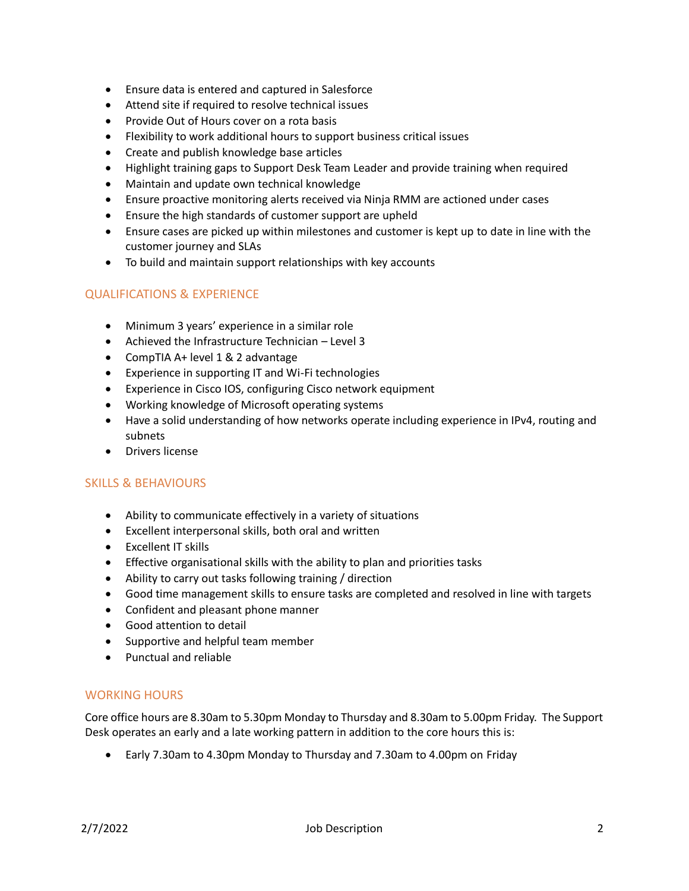- Ensure data is entered and captured in Salesforce
- Attend site if required to resolve technical issues
- Provide Out of Hours cover on a rota basis
- Flexibility to work additional hours to support business critical issues
- Create and publish knowledge base articles
- Highlight training gaps to Support Desk Team Leader and provide training when required
- Maintain and update own technical knowledge
- Ensure proactive monitoring alerts received via Ninja RMM are actioned under cases
- Ensure the high standards of customer support are upheld
- Ensure cases are picked up within milestones and customer is kept up to date in line with the customer journey and SLAs
- To build and maintain support relationships with key accounts

## QUALIFICATIONS & EXPERIENCE

- Minimum 3 years' experience in a similar role
- Achieved the Infrastructure Technician – Level 3
- CompTIA A+ level 1 & 2 advantage
- Experience in supporting IT and Wi-Fi technologies
- Experience in Cisco IOS, configuring Cisco network equipment
- Working knowledge of Microsoft operating systems
- Have a solid understanding of how networks operate including experience in IPv4, routing and subnets
- Drivers license

## SKILLS & BEHAVIOURS

- Ability to communicate effectively in a variety of situations
- Excellent interpersonal skills, both oral and written
- Excellent IT skills
- Effective organisational skills with the ability to plan and priorities tasks
- Ability to carry out tasks following training / direction
- Good time management skills to ensure tasks are completed and resolved in line with targets
- Confident and pleasant phone manner
- Good attention to detail
- Supportive and helpful team member
- Punctual and reliable

## WORKING HOURS

Core office hours are 8.30am to 5.30pm Monday to Thursday and 8.30am to 5.00pm Friday. The Support Desk operates an early and a late working pattern in addition to the core hours this is:

- Early 7.30am to 4.30pm Monday to Thursday and 7.30am to 4.00pm on Friday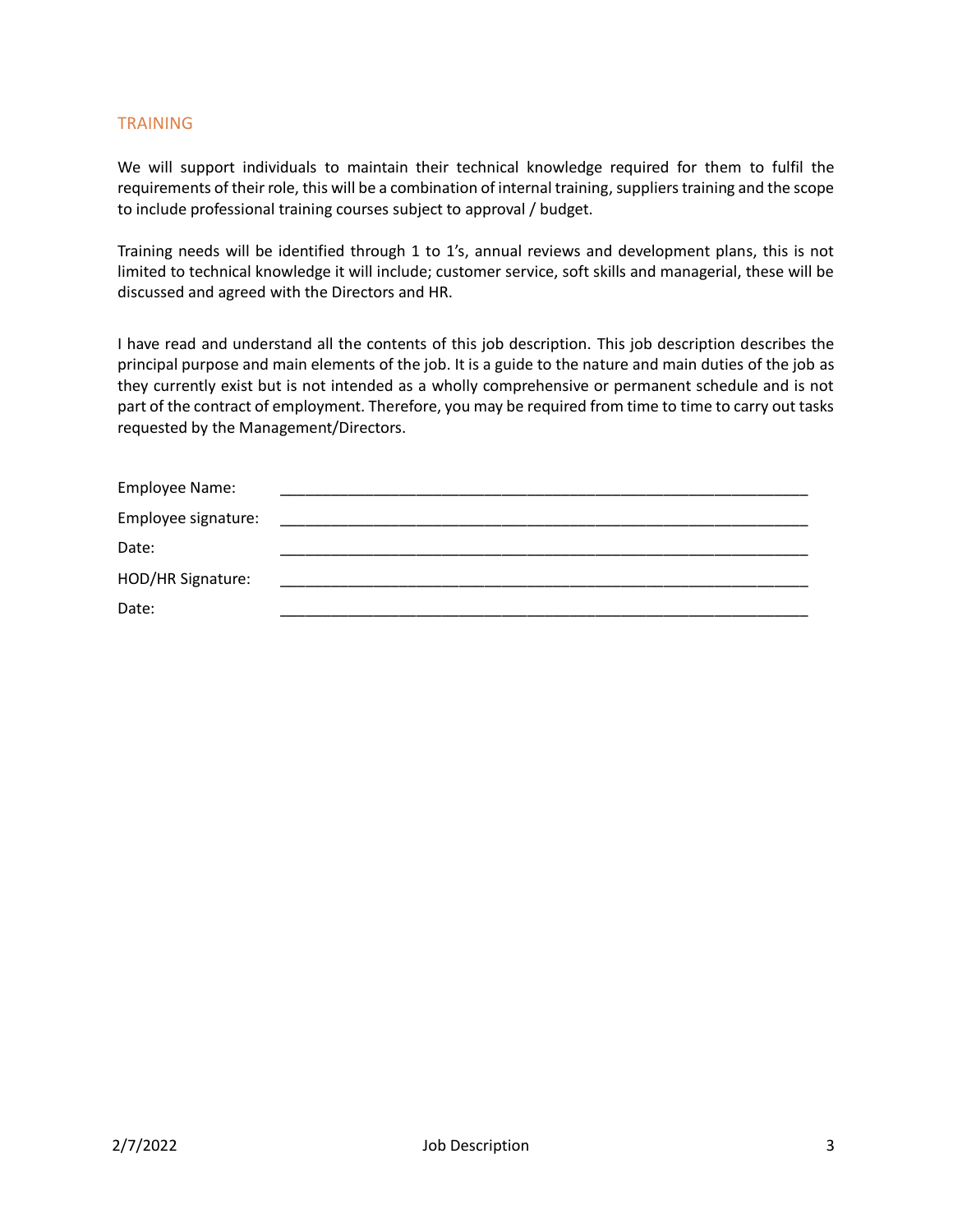## TRAINING

We will support individuals to maintain their technical knowledge required for them to fulfil the requirements of their role, this will be a combination of internal training, suppliers training and the scope to include professional training courses subject to approval / budget.

Training needs will be identified through 1 to 1's, annual reviews and development plans, this is not limited to technical knowledge it will include; customer service, soft skills and managerial, these will be discussed and agreed with the Directors and HR.

I have read and understand all the contents of this job description. This job description describes the principal purpose and main elements of the job. It is a guide to the nature and main duties of the job as they currently exist but is not intended as a wholly comprehensive or permanent schedule and is not part of the contract of employment. Therefore, you may be required from time to time to carry out tasks requested by the Management/Directors.

Employee Name: ______________________________________________________________

Employee signature: ______________________________________________________________

Date: ______________________________________________________________

HOD/HR Signature: ______________________________________________________________

Date: ______________________________________________________________